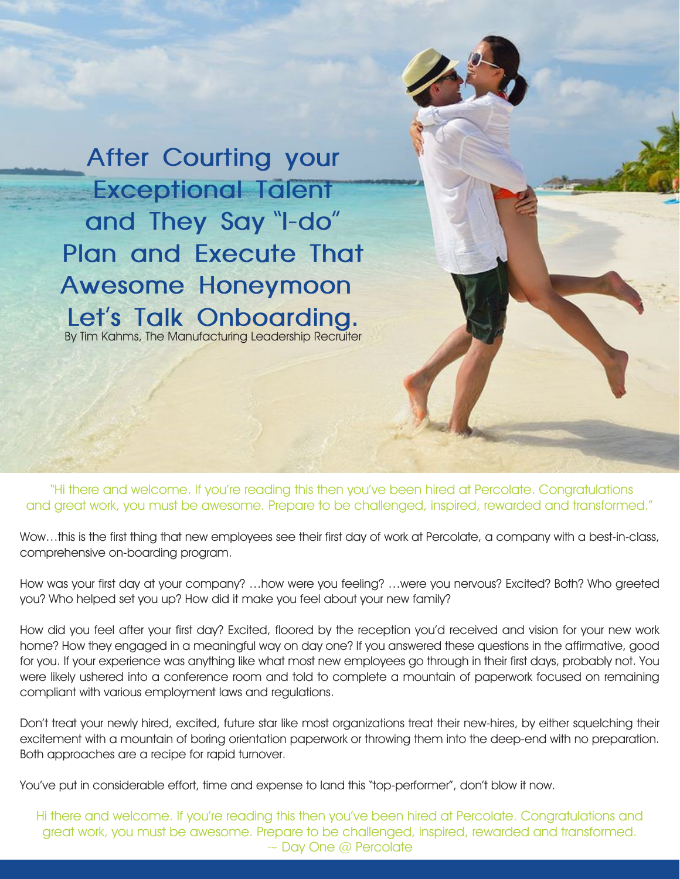# After Courting your Exceptional Talent and They Say "I-do" Plan and Execute That Awesome Honeymoon Let's Talk Onboarding.

By Tim Kahms, The Manufacturing Leadership Recruiter

"Hi there and welcome. If you're reading this then you've been hired at Percolate. Congratulations and great work, you must be awesome. Prepare to be challenged, inspired, rewarded and transformed."

Wow…this is the first thing that new employees see their first day of work at Percolate, a company with a best-in-class, comprehensive on-boarding program.

How was your first day at your company? …how were you feeling? …were you nervous? Excited? Both? Who greeted you? Who helped set you up? How did it make you feel about your new family?

How did you feel after your first day? Excited, floored by the reception you'd received and vision for your new work home? How they engaged in a meaningful way on day one? If you answered these questions in the affirmative, good for you. If your experience was anything like what most new employees go through in their first days, probably not. You were likely ushered into a conference room and told to complete a mountain of paperwork focused on remaining compliant with various employment laws and regulations.

Don't treat your newly hired, excited, future star like most organizations treat their new-hires, by either squelching their excitement with a mountain of boring orientation paperwork or throwing them into the deep-end with no preparation. Both approaches are a recipe for rapid turnover.

You've put in considerable effort, time and expense to land this "top-performer", don't blow it now.

Hi there and welcome. If you're reading this then you've been hired at Percolate. Congratulations and great work, you must be awesome. Prepare to be challenged, inspired, rewarded and transformed.
~ Day One @ Percolate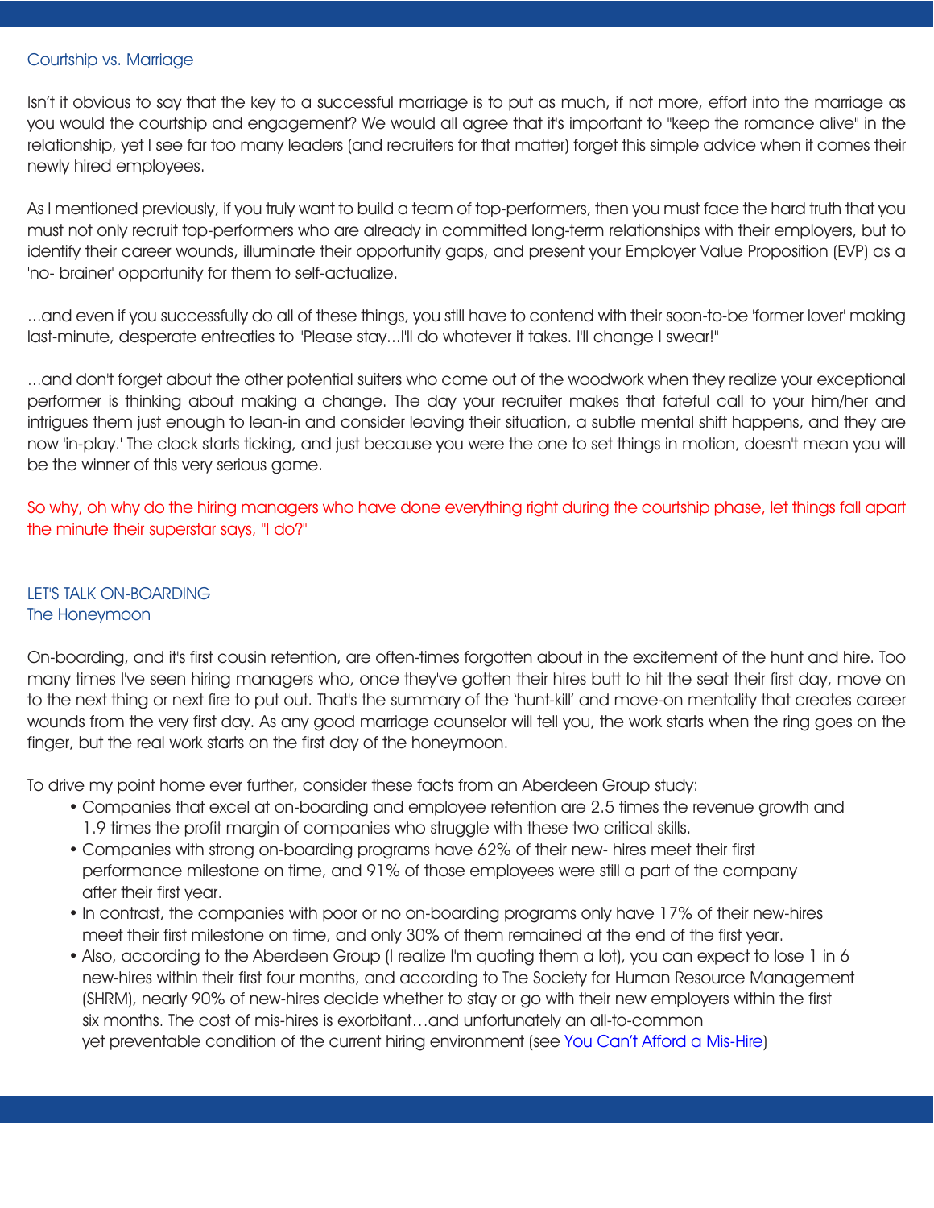## Courtship vs. Marriage

Isn't it obvious to say that the key to a successful marriage is to put as much, if not more, effort into the marriage as you would the courtship and engagement? We would all agree that it's important to "keep the romance alive" in the relationship, yet I see far too many leaders (and recruiters for that matter) forget this simple advice when it comes their newly hired employees.

As I mentioned previously, if you truly want to build a team of top-performers, then you must face the hard truth that you must not only recruit top-performers who are already in committed long-term relationships with their employers, but to identify their career wounds, illuminate their opportunity gaps, and present your Employer Value Proposition (EVP) as a 'no- brainer' opportunity for them to self-actualize.

...and even if you successfully do all of these things, you still have to contend with their soon-to-be 'former lover' making last-minute, desperate entreaties to "Please stay...I'll do whatever it takes. I'll change I swear!"

...and don't forget about the other potential suiters who come out of the woodwork when they realize your exceptional performer is thinking about making a change. The day your recruiter makes that fateful call to your him/her and intrigues them just enough to lean-in and consider leaving their situation, a subtle mental shift happens, and they are now 'in-play.' The clock starts ticking, and just because you were the one to set things in motion, doesn't mean you will be the winner of this very serious game.

So why, oh why do the hiring managers who have done everything right during the courtship phase, let things fall apart the minute their superstar says, "I do?"

## LET'S TALK ON-BOARDING

### The Honeymoon

On-boarding, and it's first cousin retention, are often-times forgotten about in the excitement of the hunt and hire. Too many times I've seen hiring managers who, once they've gotten their hires butt to hit the seat their first day, move on to the next thing or next fire to put out. That's the summary of the 'hunt-kill' and move-on mentality that creates career wounds from the very first day. As any good marriage counselor will tell you, the work starts when the ring goes on the finger, but the real work starts on the first day of the honeymoon.

To drive my point home ever further, consider these facts from an Aberdeen Group study:

- Companies that excel at on-boarding and employee retention are 2.5 times the revenue growth and 1.9 times the profit margin of companies who struggle with these two critical skills.
- Companies with strong on-boarding programs have 62% of their new- hires meet their first performance milestone on time, and 91% of those employees were still a part of the company after their first year.
- In contrast, the companies with poor or no on-boarding programs only have 17% of their new-hires meet their first milestone on time, and only 30% of them remained at the end of the first year.
- Also, according to the Aberdeen Group (I realize I'm quoting them a lot), you can expect to lose 1 in 6 new-hires within their first four months, and according to The Society for Human Resource Management (SHRM), nearly 90% of new-hires decide whether to stay or go with their new employers within the first six months. The cost of mis-hires is exorbitant…and unfortunately an all-to-common yet preventable condition of the current hiring environment (see You Can't Afford a Mis-Hire)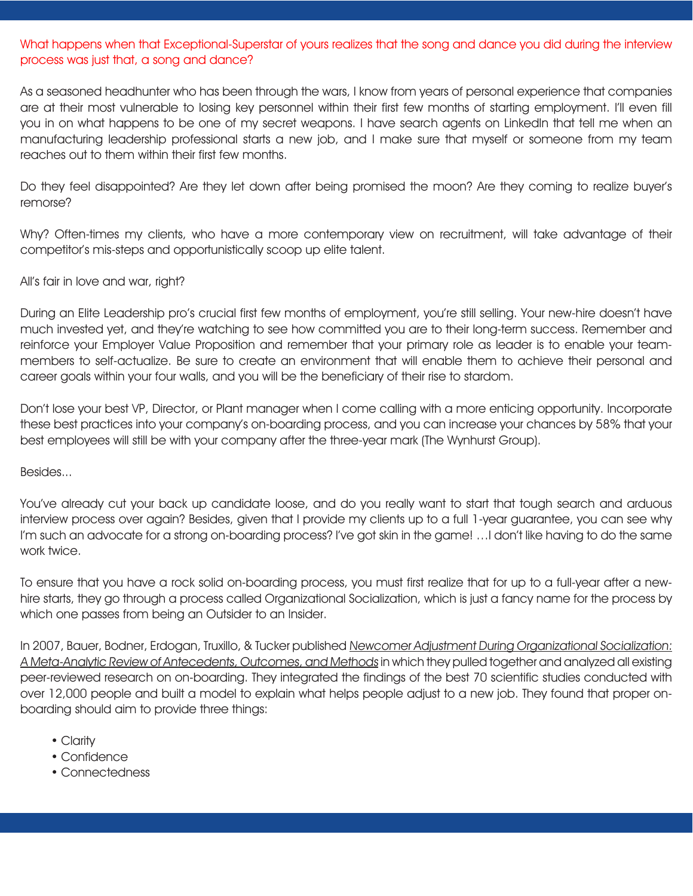What happens when that Exceptional-Superstar of yours realizes that the song and dance you did during the interview process was just that, a song and dance?

As a seasoned headhunter who has been through the wars, I know from years of personal experience that companies are at their most vulnerable to losing key personnel within their first few months of starting employment. I'll even fill you in on what happens to be one of my secret weapons. I have search agents on LinkedIn that tell me when an manufacturing leadership professional starts a new job, and I make sure that myself or someone from my team reaches out to them within their first few months.

Do they feel disappointed? Are they let down after being promised the moon? Are they coming to realize buyer's remorse?

Why? Often-times my clients, who have a more contemporary view on recruitment, will take advantage of their competitor's mis-steps and opportunistically scoop up elite talent.

All's fair in love and war, right?

During an Elite Leadership pro's crucial first few months of employment, you're still selling. Your new-hire doesn't have much invested yet, and they're watching to see how committed you are to their long-term success. Remember and reinforce your Employer Value Proposition and remember that your primary role as leader is to enable your team-members to self-actualize. Be sure to create an environment that will enable them to achieve their personal and career goals within your four walls, and you will be the beneficiary of their rise to stardom.

Don't lose your best VP, Director, or Plant manager when I come calling with a more enticing opportunity. Incorporate these best practices into your company's on-boarding process, and you can increase your chances by 58% that your best employees will still be with your company after the three-year mark (The Wynhurst Group).

Besides...

You've already cut your back up candidate loose, and do you really want to start that tough search and arduous interview process over again? Besides, given that I provide my clients up to a full 1-year guarantee, you can see why I'm such an advocate for a strong on-boarding process? I've got skin in the game! …I don't like having to do the same work twice.

To ensure that you have a rock solid on-boarding process, you must first realize that for up to a full-year after a new-hire starts, they go through a process called Organizational Socialization, which is just a fancy name for the process by which one passes from being an Outsider to an Insider.

In 2007, Bauer, Bodner, Erdogan, Truxillo, & Tucker published _Newcomer Adjustment During Organizational Socialization: A Meta-Analytic Review of Antecedents, Outcomes, and Methods_ in which they pulled together and analyzed all existing peer-reviewed research on on-boarding. They integrated the findings of the best 70 scientific studies conducted with over 12,000 people and built a model to explain what helps people adjust to a new job. They found that proper on-boarding should aim to provide three things:

- Clarity
- Confidence
- Connectedness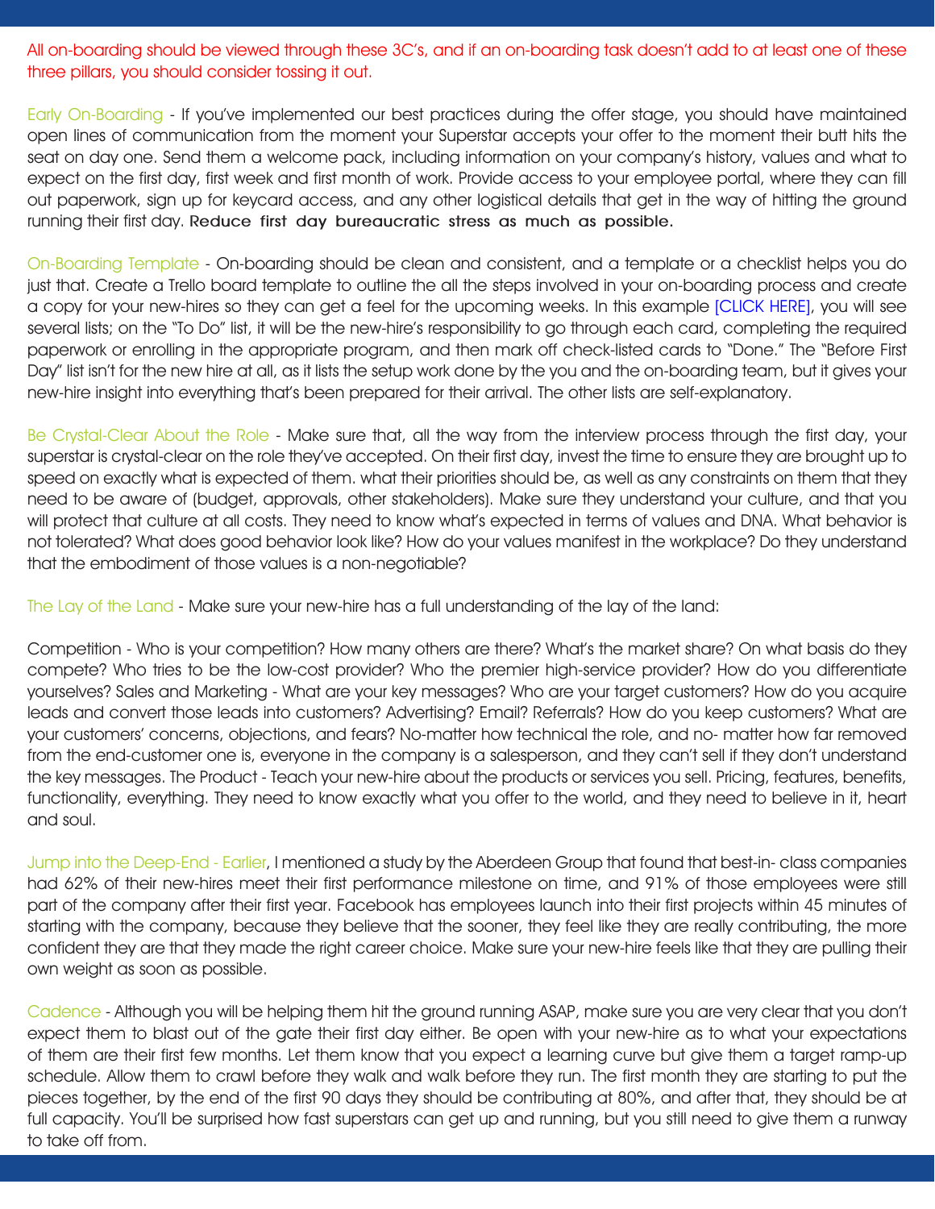All on-boarding should be viewed through these 3C's, and if an on-boarding task doesn't add to at least one of these three pillars, you should consider tossing it out.

Early On-Boarding - If you've implemented our best practices during the offer stage, you should have maintained open lines of communication from the moment your Superstar accepts your offer to the moment their butt hits the seat on day one. Send them a welcome pack, including information on your company's history, values and what to expect on the first day, first week and first month of work. Provide access to your employee portal, where they can fill out paperwork, sign up for keycard access, and any other logistical details that get in the way of hitting the ground running their first day. **Reduce first day bureaucratic stress as much as possible.**

On-Boarding Template - On-boarding should be clean and consistent, and a template or a checklist helps you do just that. Create a Trello board template to outline the all the steps involved in your on-boarding process and create a copy for your new-hires so they can get a feel for the upcoming weeks. In this example [CLICK HERE], you will see several lists; on the "To Do" list, it will be the new-hire's responsibility to go through each card, completing the required paperwork or enrolling in the appropriate program, and then mark off check-listed cards to "Done." The "Before First Day" list isn't for the new hire at all, as it lists the setup work done by the you and the on-boarding team, but it gives your new-hire insight into everything that's been prepared for their arrival. The other lists are self-explanatory.

Be Crystal-Clear About the Role - Make sure that, all the way from the interview process through the first day, your superstar is crystal-clear on the role they've accepted. On their first day, invest the time to ensure they are brought up to speed on exactly what is expected of them. what their priorities should be, as well as any constraints on them that they need to be aware of (budget, approvals, other stakeholders). Make sure they understand your culture, and that you will protect that culture at all costs. They need to know what's expected in terms of values and DNA. What behavior is not tolerated? What does good behavior look like? How do your values manifest in the workplace? Do they understand that the embodiment of those values is a non-negotiable?

The Lay of the Land - Make sure your new-hire has a full understanding of the lay of the land:

Competition - Who is your competition? How many others are there? What's the market share? On what basis do they compete? Who tries to be the low-cost provider? Who the premier high-service provider? How do you differentiate yourselves? Sales and Marketing - What are your key messages? Who are your target customers? How do you acquire leads and convert those leads into customers? Advertising? Email? Referrals? How do you keep customers? What are your customers' concerns, objections, and fears? No-matter how technical the role, and no- matter how far removed from the end-customer one is, everyone in the company is a salesperson, and they can't sell if they don't understand the key messages. The Product - Teach your new-hire about the products or services you sell. Pricing, features, benefits, functionality, everything. They need to know exactly what you offer to the world, and they need to believe in it, heart and soul.

Jump into the Deep-End - Earlier, I mentioned a study by the Aberdeen Group that found that best-in- class companies had 62% of their new-hires meet their first performance milestone on time, and 91% of those employees were still part of the company after their first year. Facebook has employees launch into their first projects within 45 minutes of starting with the company, because they believe that the sooner, they feel like they are really contributing, the more confident they are that they made the right career choice. Make sure your new-hire feels like that they are pulling their own weight as soon as possible.

Cadence - Although you will be helping them hit the ground running ASAP, make sure you are very clear that you don't expect them to blast out of the gate their first day either. Be open with your new-hire as to what your expectations of them are their first few months. Let them know that you expect a learning curve but give them a target ramp-up schedule. Allow them to crawl before they walk and walk before they run. The first month they are starting to put the pieces together, by the end of the first 90 days they should be contributing at 80%, and after that, they should be at full capacity. You'll be surprised how fast superstars can get up and running, but you still need to give them a runway to take off from.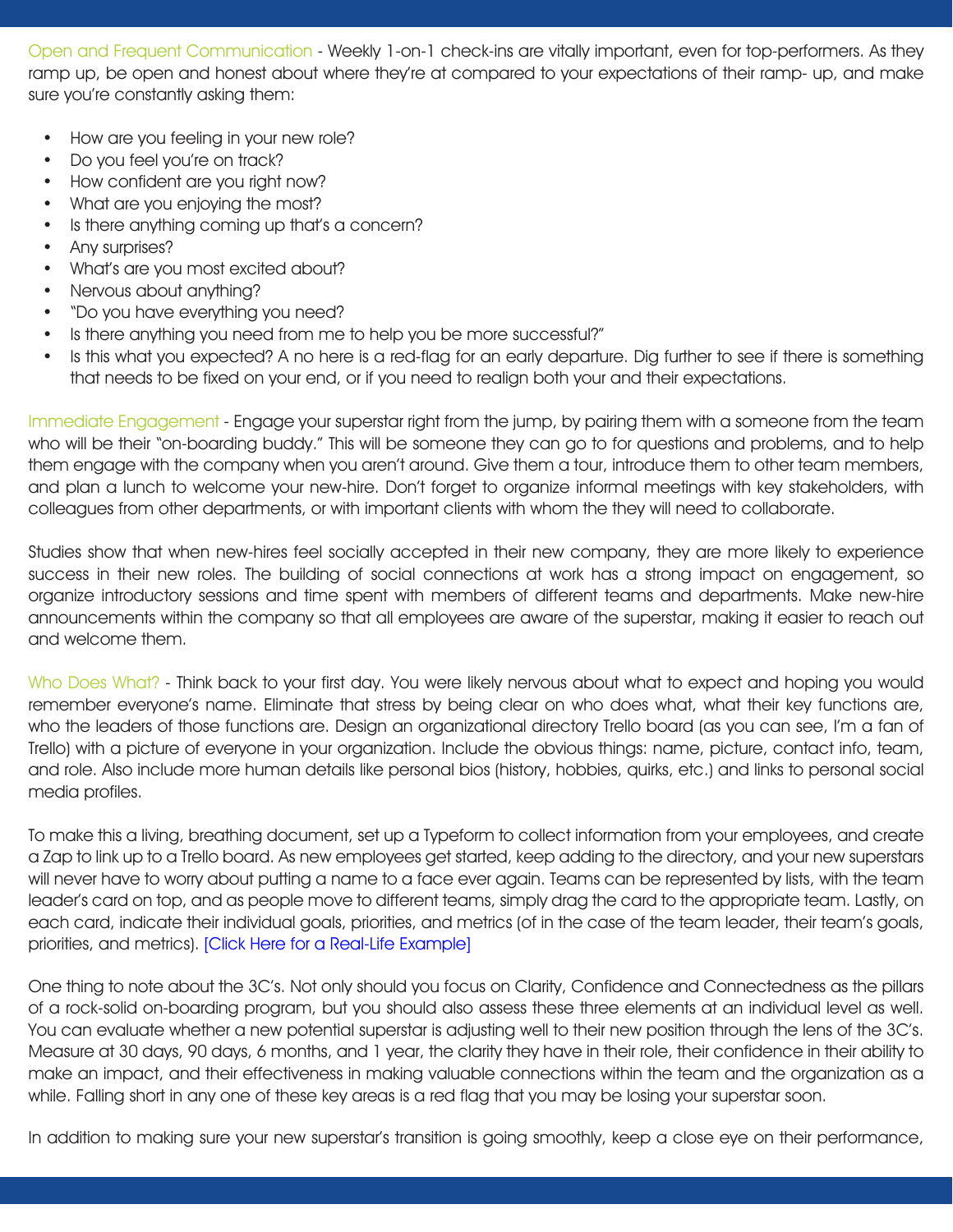Open and Frequent Communication - Weekly 1-on-1 check-ins are vitally important, even for top-performers. As they ramp up, be open and honest about where they're at compared to your expectations of their ramp- up, and make sure you're constantly asking them:

- How are you feeling in your new role?
- Do you feel you're on track?
- How confident are you right now?
- What are you enjoying the most?
- Is there anything coming up that's a concern?
- Any surprises?
- What's are you most excited about?
- Nervous about anything?
- "Do you have everything you need?
- Is there anything you need from me to help you be more successful?"
- Is this what you expected? A no here is a red-flag for an early departure. Dig further to see if there is something that needs to be fixed on your end, or if you need to realign both your and their expectations.

Immediate Engagement - Engage your superstar right from the jump, by pairing them with a someone from the team who will be their "on-boarding buddy." This will be someone they can go to for questions and problems, and to help them engage with the company when you aren't around. Give them a tour, introduce them to other team members, and plan a lunch to welcome your new-hire. Don't forget to organize informal meetings with key stakeholders, with colleagues from other departments, or with important clients with whom the they will need to collaborate.

Studies show that when new-hires feel socially accepted in their new company, they are more likely to experience success in their new roles. The building of social connections at work has a strong impact on engagement, so organize introductory sessions and time spent with members of different teams and departments. Make new-hire announcements within the company so that all employees are aware of the superstar, making it easier to reach out and welcome them.

Who Does What? - Think back to your first day. You were likely nervous about what to expect and hoping you would remember everyone's name. Eliminate that stress by being clear on who does what, what their key functions are, who the leaders of those functions are. Design an organizational directory Trello board (as you can see, I'm a fan of Trello) with a picture of everyone in your organization. Include the obvious things: name, picture, contact info, team, and role. Also include more human details like personal bios (history, hobbies, quirks, etc.) and links to personal social media profiles.

To make this a living, breathing document, set up a Typeform to collect information from your employees, and create a Zap to link up to a Trello board. As new employees get started, keep adding to the directory, and your new superstars will never have to worry about putting a name to a face ever again. Teams can be represented by lists, with the team leader's card on top, and as people move to different teams, simply drag the card to the appropriate team. Lastly, on each card, indicate their individual goals, priorities, and metrics (of in the case of the team leader, their team's goals, priorities, and metrics). [Click Here for a Real-Life Example]

One thing to note about the 3C's. Not only should you focus on Clarity, Confidence and Connectedness as the pillars of a rock-solid on-boarding program, but you should also assess these three elements at an individual level as well. You can evaluate whether a new potential superstar is adjusting well to their new position through the lens of the 3C's. Measure at 30 days, 90 days, 6 months, and 1 year, the clarity they have in their role, their confidence in their ability to make an impact, and their effectiveness in making valuable connections within the team and the organization as a while. Falling short in any one of these key areas is a red flag that you may be losing your superstar soon.

In addition to making sure your new superstar's transition is going smoothly, keep a close eye on their performance,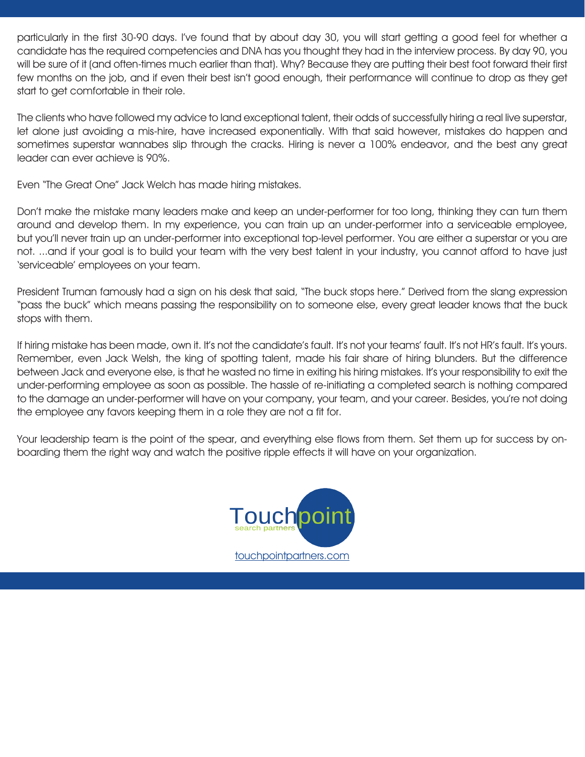particularly in the first 30-90 days. I've found that by about day 30, you will start getting a good feel for whether a candidate has the required competencies and DNA has you thought they had in the interview process. By day 90, you will be sure of it (and often-times much earlier than that). Why? Because they are putting their best foot forward their first few months on the job, and if even their best isn't good enough, their performance will continue to drop as they get start to get comfortable in their role.

The clients who have followed my advice to land exceptional talent, their odds of successfully hiring a real live superstar, let alone just avoiding a mis-hire, have increased exponentially. With that said however, mistakes do happen and sometimes superstar wannabes slip through the cracks. Hiring is never a 100% endeavor, and the best any great leader can ever achieve is 90%.

Even "The Great One" Jack Welch has made hiring mistakes.

Don't make the mistake many leaders make and keep an under-performer for too long, thinking they can turn them around and develop them. In my experience, you can train up an under-performer into a serviceable employee, but you'll never train up an under-performer into exceptional top-level performer. You are either a superstar or you are not. ...and if your goal is to build your team with the very best talent in your industry, you cannot afford to have just 'serviceable' employees on your team.

President Truman famously had a sign on his desk that said, "The buck stops here." Derived from the slang expression "pass the buck" which means passing the responsibility on to someone else, every great leader knows that the buck stops with them.

If hiring mistake has been made, own it. It's not the candidate's fault. It's not your teams' fault. It's not HR's fault. It's yours. Remember, even Jack Welsh, the king of spotting talent, made his fair share of hiring blunders. But the difference between Jack and everyone else, is that he wasted no time in exiting his hiring mistakes. It's your responsibility to exit the under-performing employee as soon as possible. The hassle of re-initiating a completed search is nothing compared to the damage an under-performer will have on your company, your team, and your career. Besides, you're not doing the employee any favors keeping them in a role they are not a fit for.

Your leadership team is the point of the spear, and everything else flows from them. Set them up for success by on-boarding them the right way and watch the positive ripple effects it will have on your organization.

Touchpoint
search partners

touchpointpartners.com